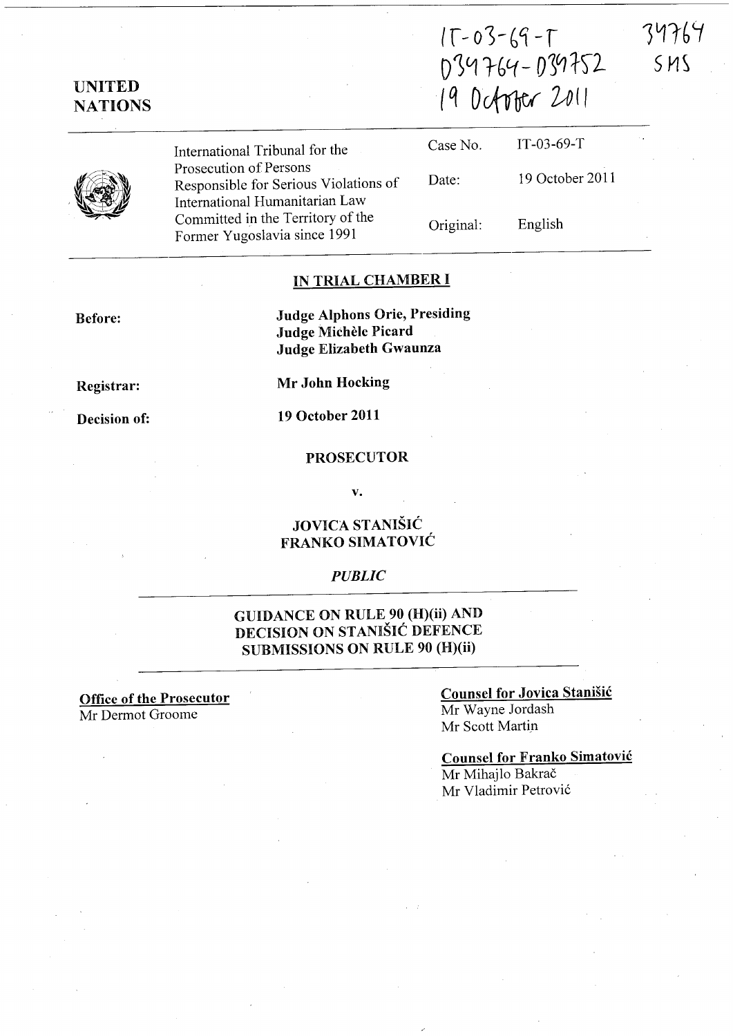IT-03-69-T
D34764-D34752
19 October 2011

34764
SMS

**UNITED NATIONS**

| | | |
|---|---|---|
| International Tribunal for the Prosecution of Persons Responsible for Serious Violations of International Humanitarian Law Committed in the Territory of the Former Yugoslavia since 1991 | Case No. | IT-03-69-T |
| | Date: | 19 October 2011 |
| | Original: | English |

**IN TRIAL CHAMBER I**

**Before:** **Judge Alphons Orie, Presiding**
**Judge Michèle Picard**
**Judge Elizabeth Gwaunza**

**Registrar:** **Mr John Hocking**

**Decision of:** **19 October 2011**

**PROSECUTOR**

**v.**

**JOVICA STANIŠIĆ**
**FRANKO SIMATOVIĆ**

***PUBLIC***

**GUIDANCE ON RULE 90 (H)(ii) AND DECISION ON STANIŠIĆ DEFENCE SUBMISSIONS ON RULE 90 (H)(ii)**

**Office of the Prosecutor**
Mr Dermot Groome

**Counsel for Jovica Stanišić**
Mr Wayne Jordash
Mr Scott Martin

**Counsel for Franko Simatović**
Mr Mihajlo Bakrač
Mr Vladimir Petrović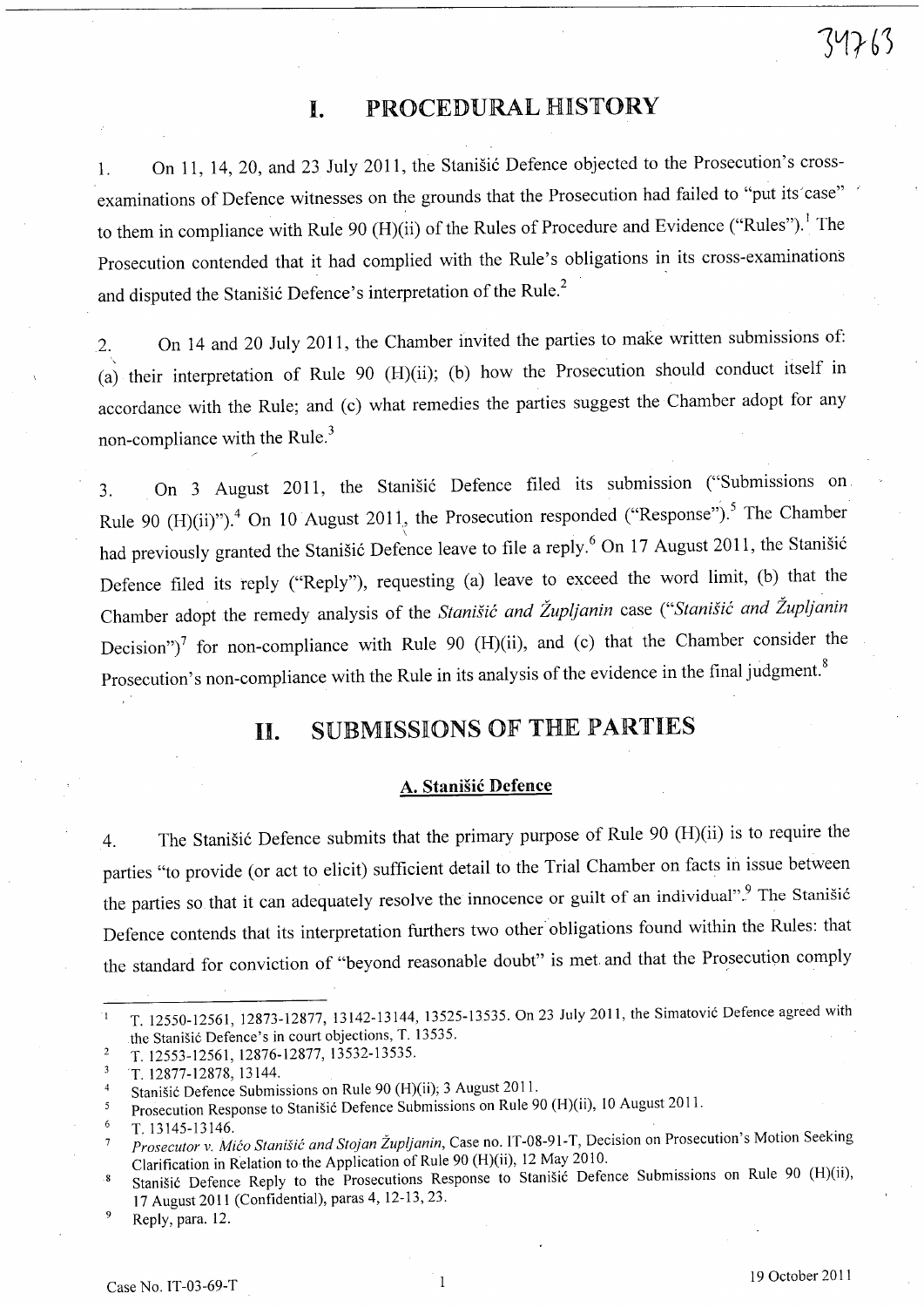# I. PROCEDURAL HISTORY

1. On 11, 14, 20, and 23 July 2011, the Stanišić Defence objected to the Prosecution's cross-examinations of Defence witnesses on the grounds that the Prosecution had failed to "put its case" to them in compliance with Rule 90 (H)(ii) of the Rules of Procedure and Evidence ("Rules").[1] The Prosecution contended that it had complied with the Rule's obligations in its cross-examinations and disputed the Stanišić Defence's interpretation of the Rule.[2]

2. On 14 and 20 July 2011, the Chamber invited the parties to make written submissions of: (a) their interpretation of Rule 90 (H)(ii); (b) how the Prosecution should conduct itself in accordance with the Rule; and (c) what remedies the parties suggest the Chamber adopt for any non-compliance with the Rule.[3]

3. On 3 August 2011, the Stanišić Defence filed its submission ("Submissions on Rule 90 (H)(ii)").[4] On 10 August 2011, the Prosecution responded ("Response").[5] The Chamber had previously granted the Stanišić Defence leave to file a reply.[6] On 17 August 2011, the Stanišić Defence filed its reply ("Reply"), requesting (a) leave to exceed the word limit, (b) that the Chamber adopt the remedy analysis of the *Stanišić and Župljanin* case ("*Stanišić and Župljanin* Decision")[7] for non-compliance with Rule 90 (H)(ii), and (c) that the Chamber consider the Prosecution's non-compliance with the Rule in its analysis of the evidence in the final judgment.[8]

# II. SUBMISSIONS OF THE PARTIES

## A. Stanišić Defence

4. The Stanišić Defence submits that the primary purpose of Rule 90 (H)(ii) is to require the parties "to provide (or act to elicit) sufficient detail to the Trial Chamber on facts in issue between the parties so that it can adequately resolve the innocence or guilt of an individual".[9] The Stanišić Defence contends that its interpretation furthers two other obligations found within the Rules: that the standard for conviction of "beyond reasonable doubt" is met and that the Prosecution comply

---

1. T. 12550-12561, 12873-12877, 13142-13144, 13525-13535. On 23 July 2011, the Simatović Defence agreed with the Stanišić Defence's in court objections, T. 13535.
2. T. 12553-12561, 12876-12877, 13532-13535.
3. T. 12877-12878, 13144.
4. Stanišić Defence Submissions on Rule 90 (H)(ii), 3 August 2011.
5. Prosecution Response to Stanišić Defence Submissions on Rule 90 (H)(ii), 10 August 2011.
6. T. 13145-13146.
7. *Prosecutor v. Mićo Stanišić and Stojan Župljanin*, Case no. IT-08-91-T, Decision on Prosecution's Motion Seeking Clarification in Relation to the Application of Rule 90 (H)(ii), 12 May 2010.
8. Stanišić Defence Reply to the Prosecutions Response to Stanišić Defence Submissions on Rule 90 (H)(ii), 17 August 2011 (Confidential), paras 4, 12-13, 23.
9. Reply, para. 12.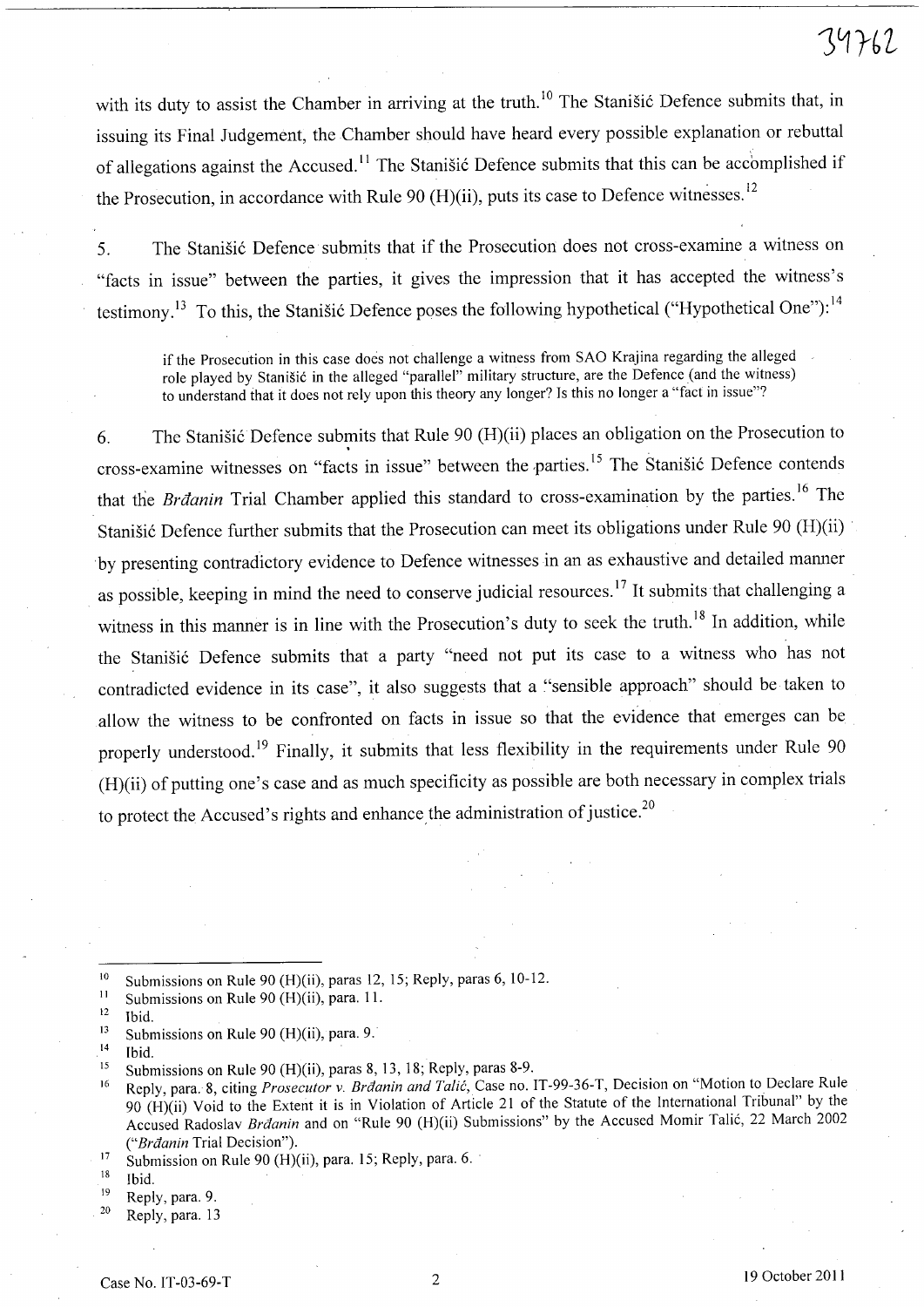with its duty to assist the Chamber in arriving at the truth.[10] The Stanišić Defence submits that, in issuing its Final Judgement, the Chamber should have heard every possible explanation or rebuttal of allegations against the Accused.[11] The Stanišić Defence submits that this can be accomplished if the Prosecution, in accordance with Rule 90 (H)(ii), puts its case to Defence witnesses.[12]

5. The Stanišić Defence submits that if the Prosecution does not cross-examine a witness on "facts in issue" between the parties, it gives the impression that it has accepted the witness's testimony.[13] To this, the Stanišić Defence poses the following hypothetical ("Hypothetical One"):[14]

> if the Prosecution in this case does not challenge a witness from SAO Krajina regarding the alleged role played by Stanišić in the alleged "parallel" military structure, are the Defence (and the witness) to understand that it does not rely upon this theory any longer? Is this no longer a "fact in issue"?

6. The Stanišić Defence submits that Rule 90 (H)(ii) places an obligation on the Prosecution to cross-examine witnesses on "facts in issue" between the parties.[15] The Stanišić Defence contends that the *Brđanin* Trial Chamber applied this standard to cross-examination by the parties.[16] The Stanišić Defence further submits that the Prosecution can meet its obligations under Rule 90 (H)(ii) by presenting contradictory evidence to Defence witnesses in an as exhaustive and detailed manner as possible, keeping in mind the need to conserve judicial resources.[17] It submits that challenging a witness in this manner is in line with the Prosecution's duty to seek the truth.[18] In addition, while the Stanišić Defence submits that a party "need not put its case to a witness who has not contradicted evidence in its case", it also suggests that a "sensible approach" should be taken to allow the witness to be confronted on facts in issue so that the evidence that emerges can be properly understood.[19] Finally, it submits that less flexibility in the requirements under Rule 90 (H)(ii) of putting one's case and as much specificity as possible are both necessary in complex trials to protect the Accused's rights and enhance the administration of justice.[20]

---

[10] Submissions on Rule 90 (H)(ii), paras 12, 15; Reply, paras 6, 10-12.

[11] Submissions on Rule 90 (H)(ii), para. 11.

[12] Ibid.

[13] Submissions on Rule 90 (H)(ii), para. 9.

[14] Ibid.

[15] Submissions on Rule 90 (H)(ii), paras 8, 13, 18; Reply, paras 8-9.

[16] Reply, para. 8, citing *Prosecutor v. Brđanin and Talić*, Case no. IT-99-36-T, Decision on "Motion to Declare Rule 90 (H)(ii) Void to the Extent it is in Violation of Article 21 of the Statute of the International Tribunal" by the Accused Radoslav *Brđanin* and on "Rule 90 (H)(ii) Submissions" by the Accused Momir Talić, 22 March 2002 ("*Brđanin* Trial Decision").

[17] Submission on Rule 90 (H)(ii), para. 15; Reply, para. 6.

[18] Ibid.

[19] Reply, para. 9.

[20] Reply, para. 13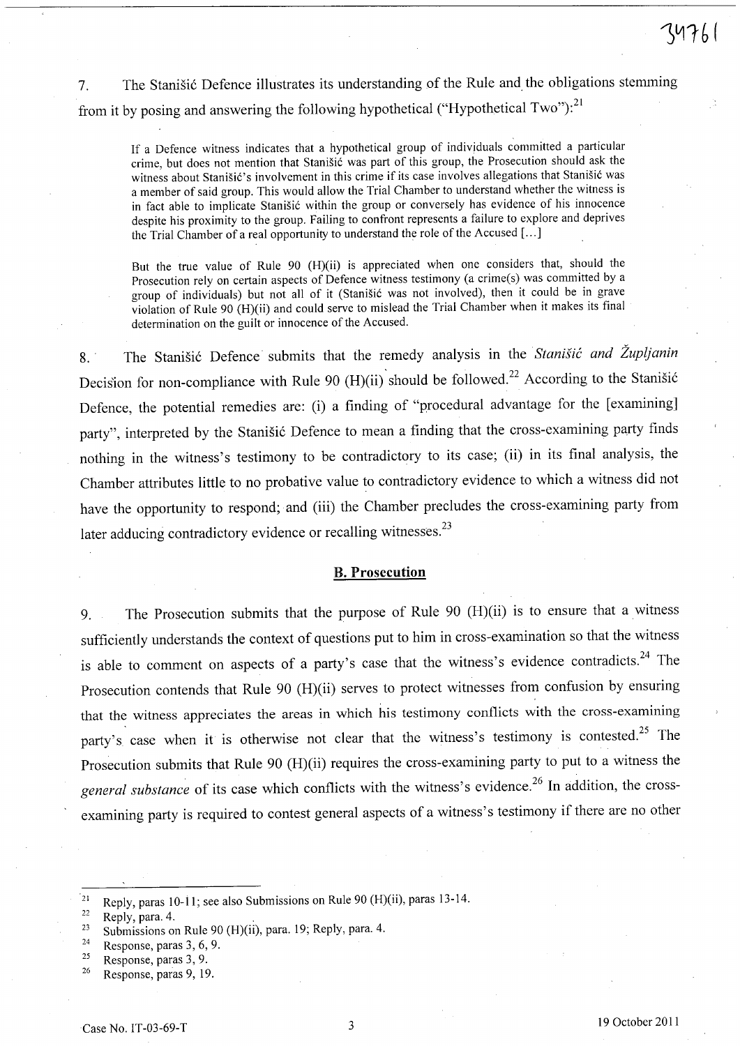7. The Stanišić Defence illustrates its understanding of the Rule and the obligations stemming from it by posing and answering the following hypothetical ("Hypothetical Two"):[21]

> If a Defence witness indicates that a hypothetical group of individuals committed a particular crime, but does not mention that Stanišić was part of this group, the Prosecution should ask the witness about Stanišić's involvement in this crime if its case involves allegations that Stanišić was a member of said group. This would allow the Trial Chamber to understand whether the witness is in fact able to implicate Stanišić within the group or conversely has evidence of his innocence despite his proximity to the group. Failing to confront represents a failure to explore and deprives the Trial Chamber of a real opportunity to understand the role of the Accused [...]
>
> But the true value of Rule 90 (H)(ii) is appreciated when one considers that, should the Prosecution rely on certain aspects of Defence witness testimony (a crime(s) was committed by a group of individuals) but not all of it (Stanišić was not involved), then it could be in grave violation of Rule 90 (H)(ii) and could serve to mislead the Trial Chamber when it makes its final determination on the guilt or innocence of the Accused.

8. The Stanišić Defence submits that the remedy analysis in the *Stanišić and Župljanin* Decision for non-compliance with Rule 90 (H)(ii) should be followed.[22] According to the Stanišić Defence, the potential remedies are: (i) a finding of "procedural advantage for the [examining] party", interpreted by the Stanišić Defence to mean a finding that the cross-examining party finds nothing in the witness's testimony to be contradictory to its case; (ii) in its final analysis, the Chamber attributes little to no probative value to contradictory evidence to which a witness did not have the opportunity to respond; and (iii) the Chamber precludes the cross-examining party from later adducing contradictory evidence or recalling witnesses.[23]

## B. Prosecution

9. The Prosecution submits that the purpose of Rule 90 (H)(ii) is to ensure that a witness sufficiently understands the context of questions put to him in cross-examination so that the witness is able to comment on aspects of a party's case that the witness's evidence contradicts.[24] The Prosecution contends that Rule 90 (H)(ii) serves to protect witnesses from confusion by ensuring that the witness appreciates the areas in which his testimony conflicts with the cross-examining party's case when it is otherwise not clear that the witness's testimony is contested.[25] The Prosecution submits that Rule 90 (H)(ii) requires the cross-examining party to put to a witness the *general substance* of its case which conflicts with the witness's evidence.[26] In addition, the cross-examining party is required to contest general aspects of a witness's testimony if there are no other

---

[21] Reply, paras 10-11; see also Submissions on Rule 90 (H)(ii), paras 13-14.

[22] Reply, para. 4.

[23] Submissions on Rule 90 (H)(ii), para. 19; Reply, para. 4.

[24] Response, paras 3, 6, 9.

[25] Response, paras 3, 9.

[26] Response, paras 9, 19.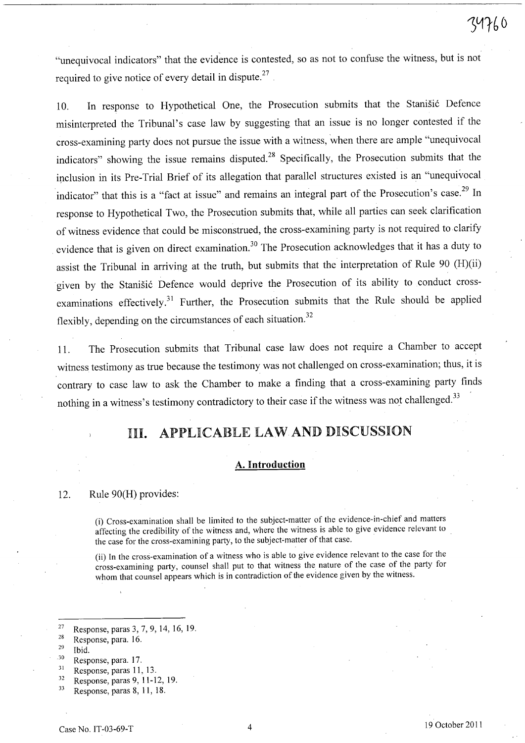"unequivocal indicators" that the evidence is contested, so as not to confuse the witness, but is not required to give notice of every detail in dispute.[27]

10. In response to Hypothetical One, the Prosecution submits that the Stanišić Defence misinterpreted the Tribunal's case law by suggesting that an issue is no longer contested if the cross-examining party does not pursue the issue with a witness, when there are ample "unequivocal indicators" showing the issue remains disputed.[28] Specifically, the Prosecution submits that the inclusion in its Pre-Trial Brief of its allegation that parallel structures existed is an "unequivocal indicator" that this is a "fact at issue" and remains an integral part of the Prosecution's case.[29] In response to Hypothetical Two, the Prosecution submits that, while all parties can seek clarification of witness evidence that could be misconstrued, the cross-examining party is not required to clarify evidence that is given on direct examination.[30] The Prosecution acknowledges that it has a duty to assist the Tribunal in arriving at the truth, but submits that the interpretation of Rule 90 (H)(ii) given by the Stanišić Defence would deprive the Prosecution of its ability to conduct cross-examinations effectively.[31] Further, the Prosecution submits that the Rule should be applied flexibly, depending on the circumstances of each situation.[32]

11. The Prosecution submits that Tribunal case law does not require a Chamber to accept witness testimony as true because the testimony was not challenged on cross-examination; thus, it is contrary to case law to ask the Chamber to make a finding that a cross-examining party finds nothing in a witness's testimony contradictory to their case if the witness was not challenged.[33]

# III. APPLICABLE LAW AND DISCUSSION

## A. Introduction

12. Rule 90(H) provides:

> (i) Cross-examination shall be limited to the subject-matter of the evidence-in-chief and matters affecting the credibility of the witness and, where the witness is able to give evidence relevant to the case for the cross-examining party, to the subject-matter of that case.
>
> (ii) In the cross-examination of a witness who is able to give evidence relevant to the case for the cross-examining party, counsel shall put to that witness the nature of the case of the party for whom that counsel appears which is in contradiction of the evidence given by the witness.

---

[27] Response, paras 3, 7, 9, 14, 16, 19.
[28] Response, para. 16.
[29] Ibid.
[30] Response, para. 17.
[31] Response, paras 11, 13.
[32] Response, paras 9, 11-12, 19.
[33] Response, paras 8, 11, 18.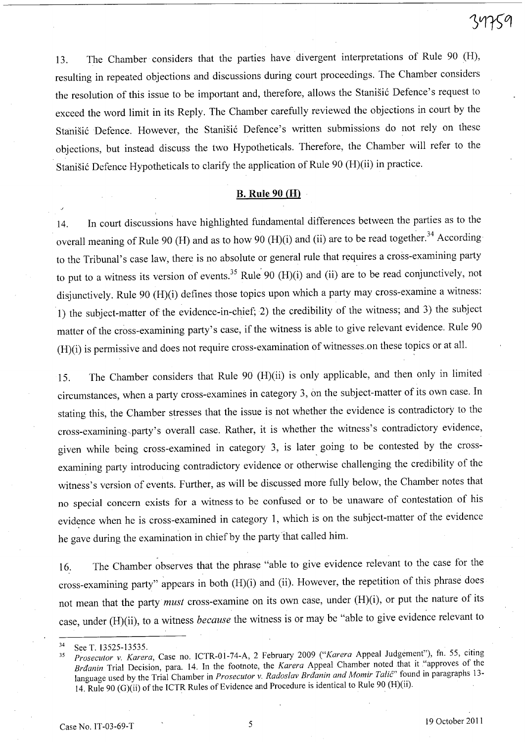13. The Chamber considers that the parties have divergent interpretations of Rule 90 (H), resulting in repeated objections and discussions during court proceedings. The Chamber considers the resolution of this issue to be important and, therefore, allows the Stanišić Defence's request to exceed the word limit in its Reply. The Chamber carefully reviewed the objections in court by the Stanišić Defence. However, the Stanišić Defence's written submissions do not rely on these objections, but instead discuss the two Hypotheticals. Therefore, the Chamber will refer to the Stanišić Defence Hypotheticals to clarify the application of Rule 90 (H)(ii) in practice.

## B. Rule 90 (H)

14. In court discussions have highlighted fundamental differences between the parties as to the overall meaning of Rule 90 (H) and as to how 90 (H)(i) and (ii) are to be read together.[34] According to the Tribunal's case law, there is no absolute or general rule that requires a cross-examining party to put to a witness its version of events.[35] Rule 90 (H)(i) and (ii) are to be read conjunctively, not disjunctively. Rule 90 (H)(i) defines those topics upon which a party may cross-examine a witness: 1) the subject-matter of the evidence-in-chief; 2) the credibility of the witness; and 3) the subject matter of the cross-examining party's case, if the witness is able to give relevant evidence. Rule 90 (H)(i) is permissive and does not require cross-examination of witnesses on these topics or at all.

15. The Chamber considers that Rule 90 (H)(ii) is only applicable, and then only in limited circumstances, when a party cross-examines in category 3, on the subject-matter of its own case. In stating this, the Chamber stresses that the issue is not whether the evidence is contradictory to the cross-examining party's overall case. Rather, it is whether the witness's contradictory evidence, given while being cross-examined in category 3, is later going to be contested by the cross-examining party introducing contradictory evidence or otherwise challenging the credibility of the witness's version of events. Further, as will be discussed more fully below, the Chamber notes that no special concern exists for a witness to be confused or to be unaware of contestation of his evidence when he is cross-examined in category 1, which is on the subject-matter of the evidence he gave during the examination in chief by the party that called him.

16. The Chamber observes that the phrase "able to give evidence relevant to the case for the cross-examining party" appears in both (H)(i) and (ii). However, the repetition of this phrase does not mean that the party *must* cross-examine on its own case, under (H)(i), or put the nature of its case, under (H)(ii), to a witness *because* the witness is or may be "able to give evidence relevant to

---

[34] See T. 13525-13535.

[35] *Prosecutor v. Karera*, Case no. ICTR-01-74-A, 2 February 2009 ("*Karera* Appeal Judgement"), fn. 55, citing *Brđanin* Trial Decision, para. 14. In the footnote, the *Karera* Appeal Chamber noted that it "approves of the language used by the Trial Chamber in *Prosecutor v. Radoslav Brđanin and Momir Talić*" found in paragraphs 13-14. Rule 90 (G)(ii) of the ICTR Rules of Evidence and Procedure is identical to Rule 90 (H)(ii).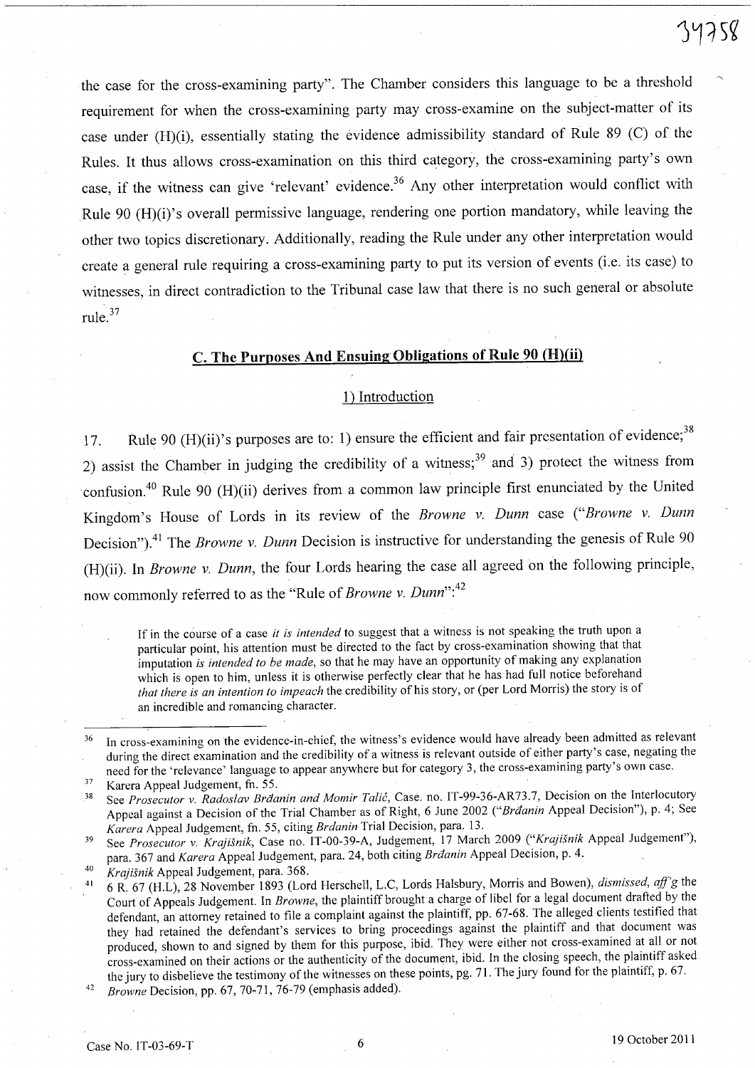the case for the cross-examining party". The Chamber considers this language to be a threshold requirement for when the cross-examining party may cross-examine on the subject-matter of its case under (H)(i), essentially stating the evidence admissibility standard of Rule 89 (C) of the Rules. It thus allows cross-examination on this third category, the cross-examining party's own case, if the witness can give 'relevant' evidence.[36] Any other interpretation would conflict with Rule 90 (H)(i)'s overall permissive language, rendering one portion mandatory, while leaving the other two topics discretionary. Additionally, reading the Rule under any other interpretation would create a general rule requiring a cross-examining party to put its version of events (i.e. its case) to witnesses, in direct contradiction to the Tribunal case law that there is no such general or absolute rule.[37]

## C. The Purposes And Ensuing Obligations of Rule 90 (H)(ii)

### 1) Introduction

17. Rule 90 (H)(ii)'s purposes are to: 1) ensure the efficient and fair presentation of evidence;[38] 2) assist the Chamber in judging the credibility of a witness;[39] and 3) protect the witness from confusion.[40] Rule 90 (H)(ii) derives from a common law principle first enunciated by the United Kingdom's House of Lords in its review of the *Browne v. Dunn* case ("*Browne v. Dunn* Decision").[41] The *Browne v. Dunn* Decision is instructive for understanding the genesis of Rule 90 (H)(ii). In *Browne v. Dunn*, the four Lords hearing the case all agreed on the following principle, now commonly referred to as the "Rule of *Browne v. Dunn*":[42]

> If in the course of a case *it is intended* to suggest that a witness is not speaking the truth upon a particular point, his attention must be directed to the fact by cross-examination showing that that imputation *is intended to be made*, so that he may have an opportunity of making any explanation which is open to him, unless it is otherwise perfectly clear that he has had full notice beforehand *that there is an intention to impeach* the credibility of his story, or (per Lord Morris) the story is of an incredible and romancing character.

---

[36] In cross-examining on the evidence-in-chief, the witness's evidence would have already been admitted as relevant during the direct examination and the credibility of a witness is relevant outside of either party's case, negating the need for the 'relevance' language to appear anywhere but for category 3, the cross-examining party's own case.

[37] Karera Appeal Judgement, fn. 55.

[38] See *Prosecutor v. Radoslav Brđanin and Momir Talić*, Case. no. IT-99-36-AR73.7, Decision on the Interlocutory Appeal against a Decision of the Trial Chamber as of Right, 6 June 2002 ("*Brđanin* Appeal Decision"), p. 4; See *Karera* Appeal Judgement, fn. 55, citing *Brdanin* Trial Decision, para. 13.

[39] See *Prosecutor v. Krajišnik*, Case no. IT-00-39-A, Judgement, 17 March 2009 ("*Krajišnik* Appeal Judgement"), para. 367 and *Karera* Appeal Judgement, para. 24, both citing *Brđanin* Appeal Decision, p. 4.

[40] *Krajišnik* Appeal Judgement, para. 368.

[41] 6 R. 67 (H.L), 28 November 1893 (Lord Herschell, L.C, Lords Halsbury, Morris and Bowen), *dismissed, aff'g* the Court of Appeals Judgement. In *Browne*, the plaintiff brought a charge of libel for a legal document drafted by the defendant, an attorney retained to file a complaint against the plaintiff, pp. 67-68. The alleged clients testified that they had retained the defendant's services to bring proceedings against the plaintiff and that document was produced, shown to and signed by them for this purpose, ibid. They were either not cross-examined at all or not cross-examined on their actions or the authenticity of the document, ibid. In the closing speech, the plaintiff asked the jury to disbelieve the testimony of the witnesses on these points, pg. 71. The jury found for the plaintiff, p. 67.

[42] *Browne* Decision, pp. 67, 70-71, 76-79 (emphasis added).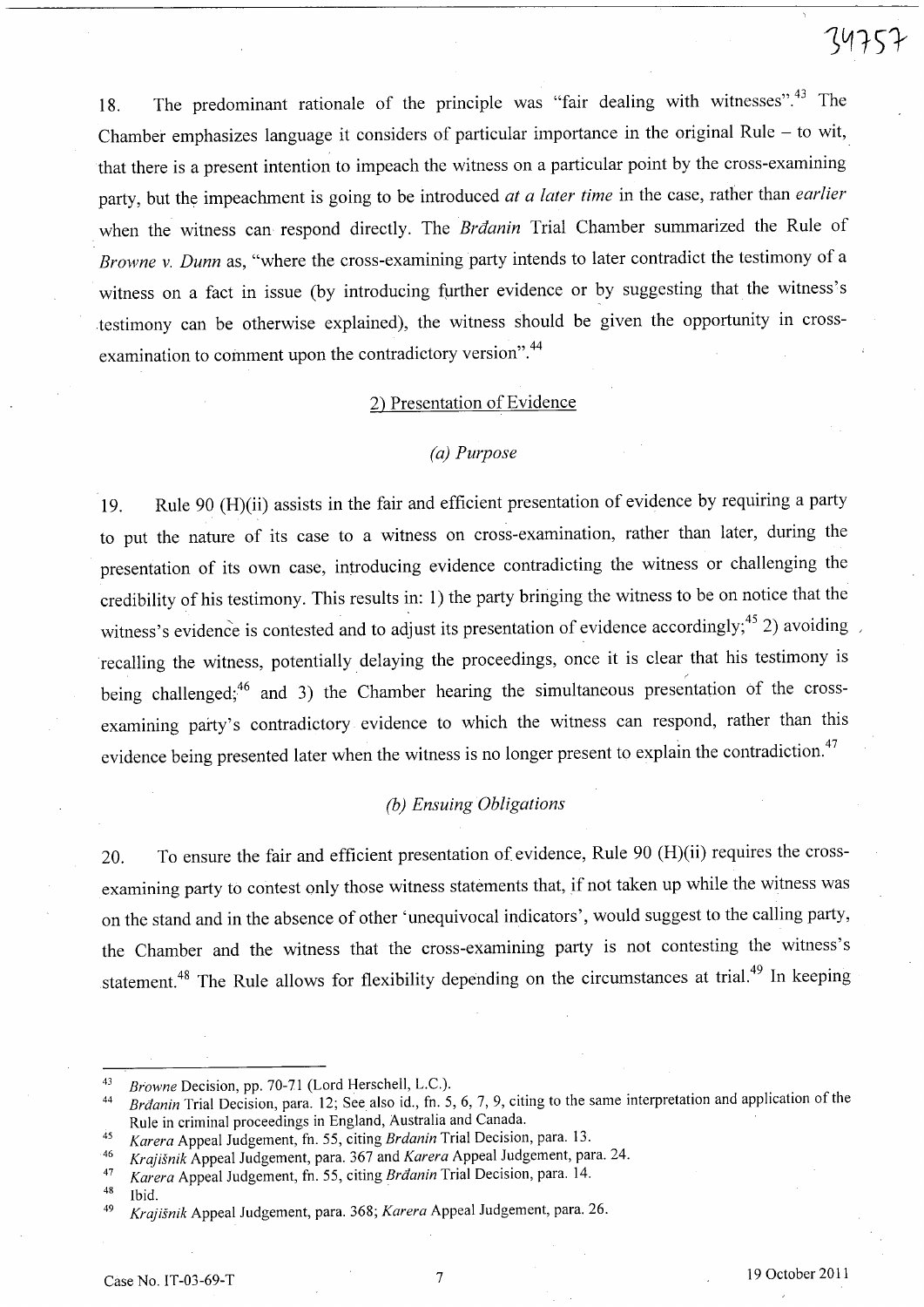18. The predominant rationale of the principle was "fair dealing with witnesses".[43] The Chamber emphasizes language it considers of particular importance in the original Rule – to wit, that there is a present intention to impeach the witness on a particular point by the cross-examining party, but the impeachment is going to be introduced *at a later time* in the case, rather than *earlier* when the witness can respond directly. The *Brđanin* Trial Chamber summarized the Rule of *Browne v. Dunn* as, "where the cross-examining party intends to later contradict the testimony of a witness on a fact in issue (by introducing further evidence or by suggesting that the witness's testimony can be otherwise explained), the witness should be given the opportunity in cross-examination to comment upon the contradictory version".[44]

## 2) Presentation of Evidence

### *(a) Purpose*

19. Rule 90 (H)(ii) assists in the fair and efficient presentation of evidence by requiring a party to put the nature of its case to a witness on cross-examination, rather than later, during the presentation of its own case, introducing evidence contradicting the witness or challenging the credibility of his testimony. This results in: 1) the party bringing the witness to be on notice that the witness's evidence is contested and to adjust its presentation of evidence accordingly;[45] 2) avoiding recalling the witness, potentially delaying the proceedings, once it is clear that his testimony is being challenged;[46] and 3) the Chamber hearing the simultaneous presentation of the cross-examining party's contradictory evidence to which the witness can respond, rather than this evidence being presented later when the witness is no longer present to explain the contradiction.[47]

### *(b) Ensuing Obligations*

20. To ensure the fair and efficient presentation of evidence, Rule 90 (H)(ii) requires the cross-examining party to contest only those witness statements that, if not taken up while the witness was on the stand and in the absence of other 'unequivocal indicators', would suggest to the calling party, the Chamber and the witness that the cross-examining party is not contesting the witness's statement.[48] The Rule allows for flexibility depending on the circumstances at trial.[49] In keeping

---

[43] *Browne* Decision, pp. 70-71 (Lord Herschell, L.C.).

[44] *Brđanin* Trial Decision, para. 12; See also id., fn. 5, 6, 7, 9, citing to the same interpretation and application of the Rule in criminal proceedings in England, Australia and Canada.

[45] *Karera* Appeal Judgement, fn. 55, citing *Brdanin* Trial Decision, para. 13.

[46] *Krajišnik* Appeal Judgement, para. 367 and *Karera* Appeal Judgement, para. 24.

[47] *Karera* Appeal Judgement, fn. 55, citing *Brđanin* Trial Decision, para. 14.

[48] Ibid.

[49] *Krajišnik* Appeal Judgement, para. 368; *Karera* Appeal Judgement, para. 26.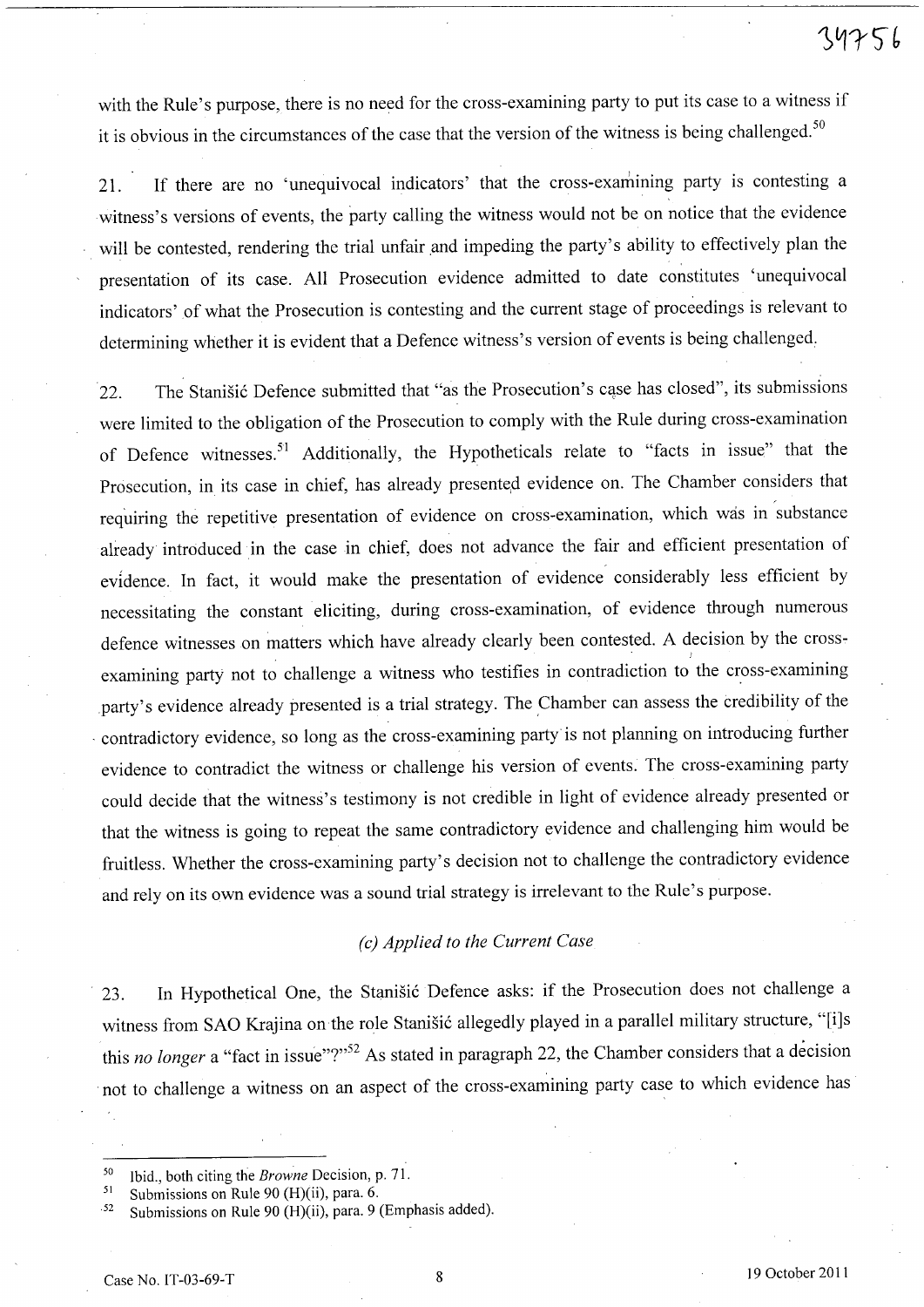with the Rule's purpose, there is no need for the cross-examining party to put its case to a witness if it is obvious in the circumstances of the case that the version of the witness is being challenged.[50]

21. If there are no 'unequivocal indicators' that the cross-examining party is contesting a witness's versions of events, the party calling the witness would not be on notice that the evidence will be contested, rendering the trial unfair and impeding the party's ability to effectively plan the presentation of its case. All Prosecution evidence admitted to date constitutes 'unequivocal indicators' of what the Prosecution is contesting and the current stage of proceedings is relevant to determining whether it is evident that a Defence witness's version of events is being challenged.

22. The Stanišić Defence submitted that "as the Prosecution's case has closed", its submissions were limited to the obligation of the Prosecution to comply with the Rule during cross-examination of Defence witnesses.[51] Additionally, the Hypotheticals relate to "facts in issue" that the Prosecution, in its case in chief, has already presented evidence on. The Chamber considers that requiring the repetitive presentation of evidence on cross-examination, which was in substance already introduced in the case in chief, does not advance the fair and efficient presentation of evidence. In fact, it would make the presentation of evidence considerably less efficient by necessitating the constant eliciting, during cross-examination, of evidence through numerous defence witnesses on matters which have already clearly been contested. A decision by the cross-examining party not to challenge a witness who testifies in contradiction to the cross-examining party's evidence already presented is a trial strategy. The Chamber can assess the credibility of the contradictory evidence, so long as the cross-examining party is not planning on introducing further evidence to contradict the witness or challenge his version of events. The cross-examining party could decide that the witness's testimony is not credible in light of evidence already presented or that the witness is going to repeat the same contradictory evidence and challenging him would be fruitless. Whether the cross-examining party's decision not to challenge the contradictory evidence and rely on its own evidence was a sound trial strategy is irrelevant to the Rule's purpose.

### *(c) Applied to the Current Case*

23. In Hypothetical One, the Stanišić Defence asks: if the Prosecution does not challenge a witness from SAO Krajina on the role Stanišić allegedly played in a parallel military structure, "[i]s this *no longer* a "fact in issue"?"[52] As stated in paragraph 22, the Chamber considers that a decision not to challenge a witness on an aspect of the cross-examining party case to which evidence has

---

[50] Ibid., both citing the *Browne* Decision, p. 71.

[51] Submissions on Rule 90 (H)(ii), para. 6.

[52] Submissions on Rule 90 (H)(ii), para. 9 (Emphasis added).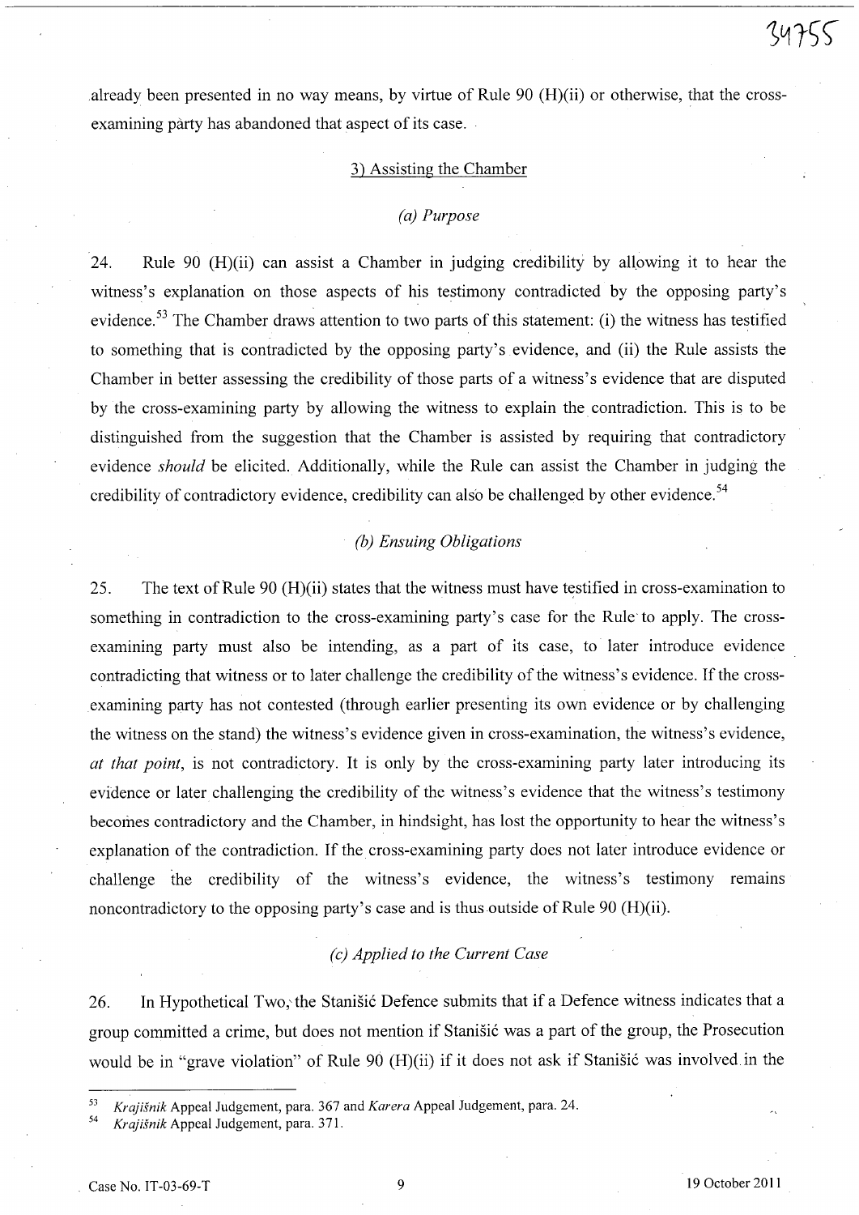already been presented in no way means, by virtue of Rule 90 (H)(ii) or otherwise, that the cross-examining party has abandoned that aspect of its case.

### 3) Assisting the Chamber

#### *(a) Purpose*

24. Rule 90 (H)(ii) can assist a Chamber in judging credibility by allowing it to hear the witness's explanation on those aspects of his testimony contradicted by the opposing party's evidence.[53] The Chamber draws attention to two parts of this statement: (i) the witness has testified to something that is contradicted by the opposing party's evidence, and (ii) the Rule assists the Chamber in better assessing the credibility of those parts of a witness's evidence that are disputed by the cross-examining party by allowing the witness to explain the contradiction. This is to be distinguished from the suggestion that the Chamber is assisted by requiring that contradictory evidence *should* be elicited. Additionally, while the Rule can assist the Chamber in judging the credibility of contradictory evidence, credibility can also be challenged by other evidence.[54]

#### *(b) Ensuing Obligations*

25. The text of Rule 90 (H)(ii) states that the witness must have testified in cross-examination to something in contradiction to the cross-examining party's case for the Rule to apply. The cross-examining party must also be intending, as a part of its case, to later introduce evidence contradicting that witness or to later challenge the credibility of the witness's evidence. If the cross-examining party has not contested (through earlier presenting its own evidence or by challenging the witness on the stand) the witness's evidence given in cross-examination, the witness's evidence, *at that point*, is not contradictory. It is only by the cross-examining party later introducing its evidence or later challenging the credibility of the witness's evidence that the witness's testimony becomes contradictory and the Chamber, in hindsight, has lost the opportunity to hear the witness's explanation of the contradiction. If the cross-examining party does not later introduce evidence or challenge the credibility of the witness's evidence, the witness's testimony remains noncontradictory to the opposing party's case and is thus outside of Rule 90 (H)(ii).

#### *(c) Applied to the Current Case*

26. In Hypothetical Two, the Stanišić Defence submits that if a Defence witness indicates that a group committed a crime, but does not mention if Stanišić was a part of the group, the Prosecution would be in "grave violation" of Rule 90 (H)(ii) if it does not ask if Stanišić was involved in the

---

[53] *Krajišnik* Appeal Judgement, para. 367 and *Karera* Appeal Judgement, para. 24.

[54] *Krajišnik* Appeal Judgement, para. 371.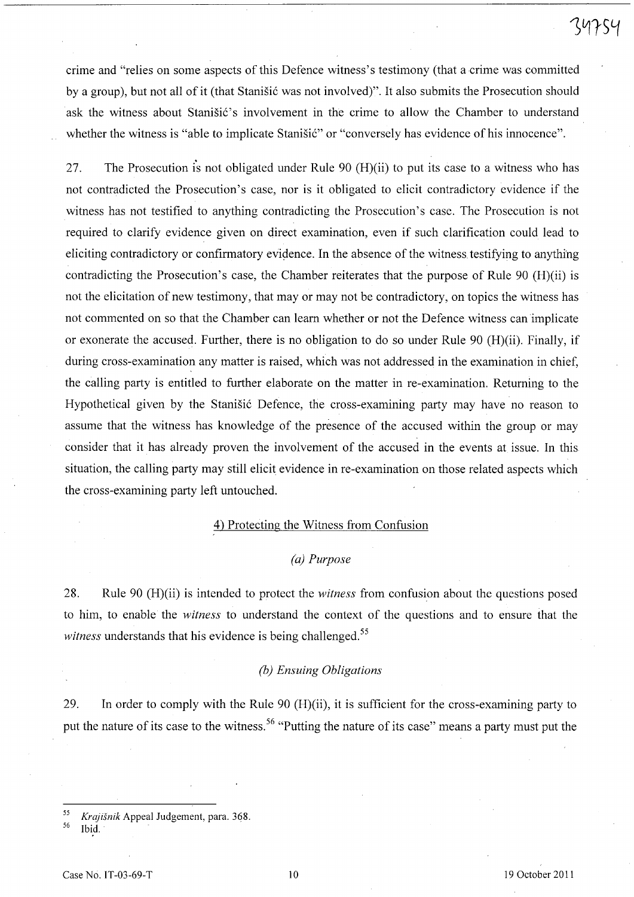crime and "relies on some aspects of this Defence witness's testimony (that a crime was committed by a group), but not all of it (that Stanišić was not involved)". It also submits the Prosecution should ask the witness about Stanišić's involvement in the crime to allow the Chamber to understand whether the witness is "able to implicate Stanišić" or "conversely has evidence of his innocence".

27. The Prosecution is not obligated under Rule 90 (H)(ii) to put its case to a witness who has not contradicted the Prosecution's case, nor is it obligated to elicit contradictory evidence if the witness has not testified to anything contradicting the Prosecution's case. The Prosecution is not required to clarify evidence given on direct examination, even if such clarification could lead to eliciting contradictory or confirmatory evidence. In the absence of the witness testifying to anything contradicting the Prosecution's case, the Chamber reiterates that the purpose of Rule 90 (H)(ii) is not the elicitation of new testimony, that may or may not be contradictory, on topics the witness has not commented on so that the Chamber can learn whether or not the Defence witness can implicate or exonerate the accused. Further, there is no obligation to do so under Rule 90 (H)(ii). Finally, if during cross-examination any matter is raised, which was not addressed in the examination in chief, the calling party is entitled to further elaborate on the matter in re-examination. Returning to the Hypothetical given by the Stanišić Defence, the cross-examining party may have no reason to assume that the witness has knowledge of the presence of the accused within the group or may consider that it has already proven the involvement of the accused in the events at issue. In this situation, the calling party may still elicit evidence in re-examination on those related aspects which the cross-examining party left untouched.

4) Protecting the Witness from Confusion

*(a) Purpose*

28. Rule 90 (H)(ii) is intended to protect the *witness* from confusion about the questions posed to him, to enable the *witness* to understand the context of the questions and to ensure that the *witness* understands that his evidence is being challenged.[55]

*(b) Ensuing Obligations*

29. In order to comply with the Rule 90 (H)(ii), it is sufficient for the cross-examining party to put the nature of its case to the witness.[56] "Putting the nature of its case" means a party must put the

---

[55] *Krajišnik* Appeal Judgement, para. 368.

[56] Ibid.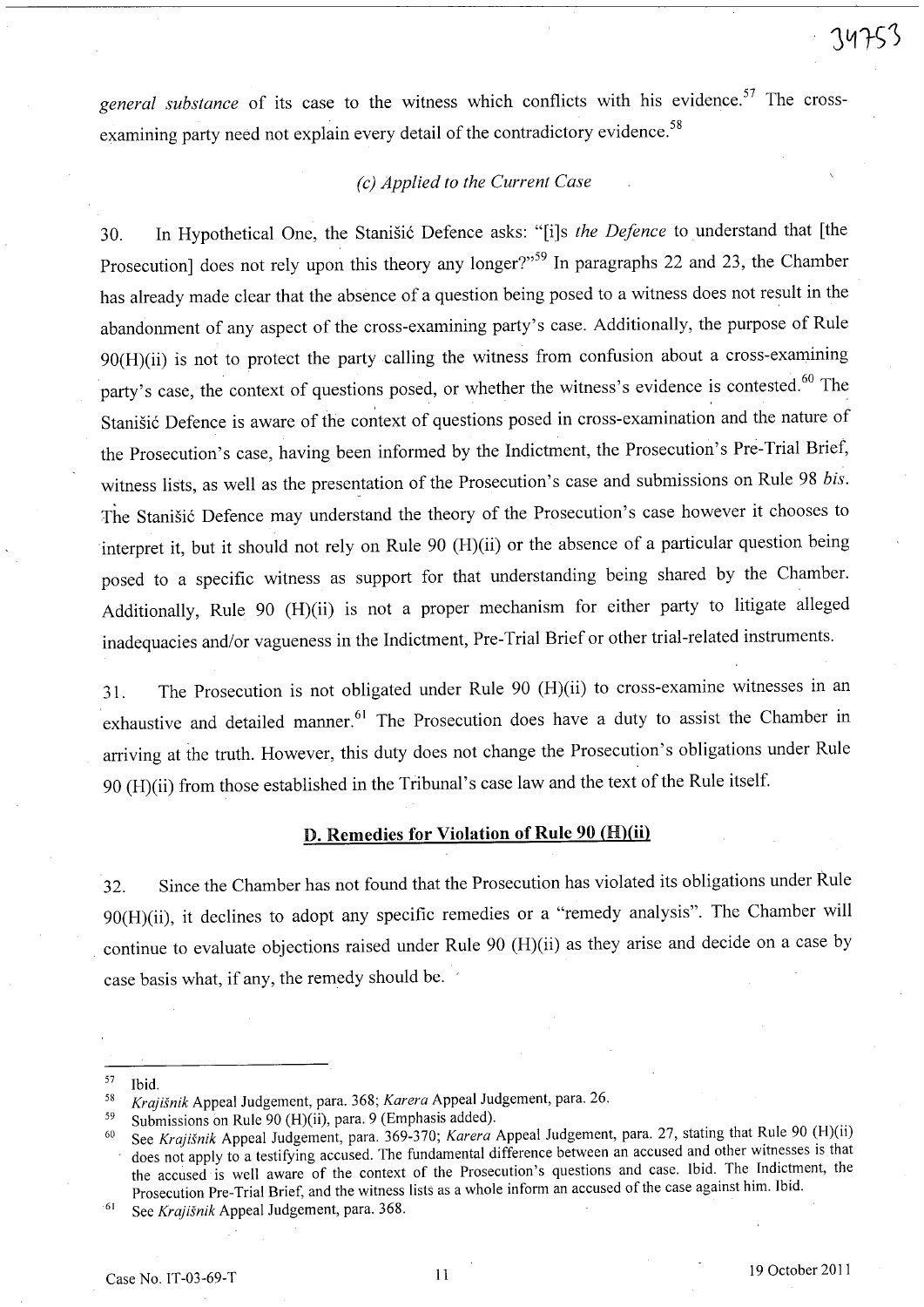*general substance* of its case to the witness which conflicts with his evidence.[57] The cross-examining party need not explain every detail of the contradictory evidence.[58]

### *(c) Applied to the Current Case*

30. In Hypothetical One, the Stanišić Defence asks: "[i]s *the Defence* to understand that [the Prosecution] does not rely upon this theory any longer?"[59] In paragraphs 22 and 23, the Chamber has already made clear that the absence of a question being posed to a witness does not result in the abandonment of any aspect of the cross-examining party's case. Additionally, the purpose of Rule 90(H)(ii) is not to protect the party calling the witness from confusion about a cross-examining party's case, the context of questions posed, or whether the witness's evidence is contested.[60] The Stanišić Defence is aware of the context of questions posed in cross-examination and the nature of the Prosecution's case, having been informed by the Indictment, the Prosecution's Pre-Trial Brief, witness lists, as well as the presentation of the Prosecution's case and submissions on Rule 98 *bis*. The Stanišić Defence may understand the theory of the Prosecution's case however it chooses to interpret it, but it should not rely on Rule 90 (H)(ii) or the absence of a particular question being posed to a specific witness as support for that understanding being shared by the Chamber. Additionally, Rule 90 (H)(ii) is not a proper mechanism for either party to litigate alleged inadequacies and/or vagueness in the Indictment, Pre-Trial Brief or other trial-related instruments.

31. The Prosecution is not obligated under Rule 90 (H)(ii) to cross-examine witnesses in an exhaustive and detailed manner.[61] The Prosecution does have a duty to assist the Chamber in arriving at the truth. However, this duty does not change the Prosecution's obligations under Rule 90 (H)(ii) from those established in the Tribunal's case law and the text of the Rule itself.

## D. Remedies for Violation of Rule 90 (H)(ii)

32. Since the Chamber has not found that the Prosecution has violated its obligations under Rule 90(H)(ii), it declines to adopt any specific remedies or a "remedy analysis". The Chamber will continue to evaluate objections raised under Rule 90 (H)(ii) as they arise and decide on a case by case basis what, if any, the remedy should be.

---

[57] Ibid.

[58] *Krajišnik* Appeal Judgement, para. 368; *Karera* Appeal Judgement, para. 26.

[59] Submissions on Rule 90 (H)(ii), para. 9 (Emphasis added).

[60] See *Krajišnik* Appeal Judgement, para. 369-370; *Karera* Appeal Judgement, para. 27, stating that Rule 90 (H)(ii) does not apply to a testifying accused. The fundamental difference between an accused and other witnesses is that the accused is well aware of the context of the Prosecution's questions and case. Ibid. The Indictment, the Prosecution Pre-Trial Brief, and the witness lists as a whole inform an accused of the case against him. Ibid.

[61] See *Krajišnik* Appeal Judgement, para. 368.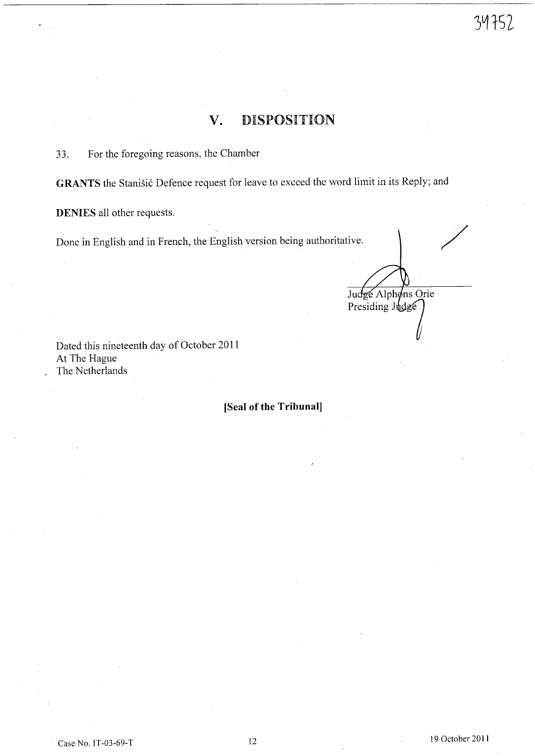## V. DISPOSITION

33. For the foregoing reasons, the Chamber

**GRANTS** the Stanišić Defence request for leave to exceed the word limit in its Reply; and

**DENIES** all other requests.

Done in English and in French, the English version being authoritative.

Judge Alphons Orie
Presiding Judge

Dated this nineteenth day of October 2011
At The Hague
The Netherlands

**[Seal of the Tribunal]**